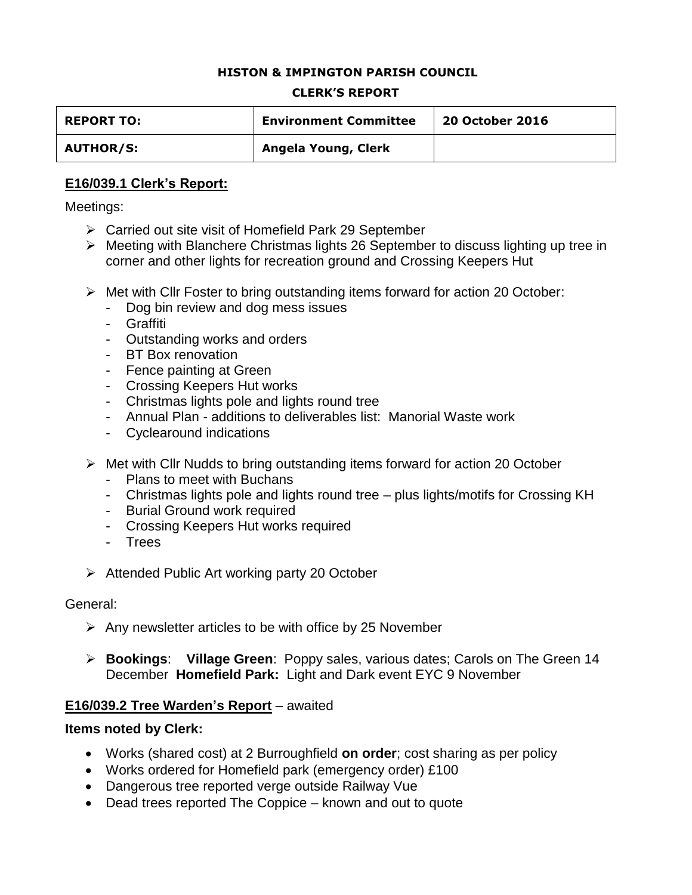**HISTON & IMPINGTON PARISH COUNCIL**

**CLERK'S REPORT**

| REPORT TO: | Environment Committee | 20 October 2016 |
|---|---|---|
| AUTHOR/S: | Angela Young, Clerk | |

## E16/039.1 Clerk's Report:

Meetings:

- Carried out site visit of Homefield Park 29 September
- Meeting with Blanchere Christmas lights 26 September to discuss lighting up tree in corner and other lights for recreation ground and Crossing Keepers Hut
- Met with Cllr Foster to bring outstanding items forward for action 20 October:
  - Dog bin review and dog mess issues
  - Graffiti
  - Outstanding works and orders
  - BT Box renovation
  - Fence painting at Green
  - Crossing Keepers Hut works
  - Christmas lights pole and lights round tree
  - Annual Plan - additions to deliverables list: Manorial Waste work
  - Cyclearound indications
- Met with Cllr Nudds to bring outstanding items forward for action 20 October
  - Plans to meet with Buchans
  - Christmas lights pole and lights round tree – plus lights/motifs for Crossing KH
  - Burial Ground work required
  - Crossing Keepers Hut works required
  - Trees
- Attended Public Art working party 20 October

General:

- Any newsletter articles to be with office by 25 November
- **Bookings**: **Village Green**: Poppy sales, various dates; Carols on The Green 14 December **Homefield Park:** Light and Dark event EYC 9 November

## E16/039.2 Tree Warden's Report – awaited

**Items noted by Clerk:**

- Works (shared cost) at 2 Burroughfield **on order**; cost sharing as per policy
- Works ordered for Homefield park (emergency order) £100
- Dangerous tree reported verge outside Railway Vue
- Dead trees reported The Coppice – known and out to quote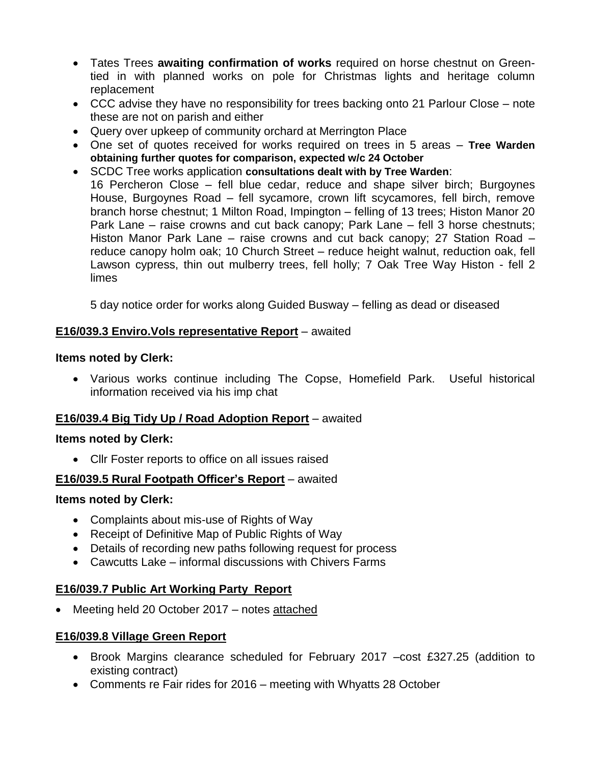- Tates Trees **awaiting confirmation of works** required on horse chestnut on Green-tied in with planned works on pole for Christmas lights and heritage column replacement
- CCC advise they have no responsibility for trees backing onto 21 Parlour Close – note these are not on parish and either
- Query over upkeep of community orchard at Merrington Place
- One set of quotes received for works required on trees in 5 areas – **Tree Warden obtaining further quotes for comparison, expected w/c 24 October**
- SCDC Tree works application **consultations dealt with by Tree Warden**:
  16 Percheron Close – fell blue cedar, reduce and shape silver birch; Burgoynes House, Burgoynes Road – fell sycamore, crown lift scycamores, fell birch, remove branch horse chestnut; 1 Milton Road, Impington – felling of 13 trees; Histon Manor 20 Park Lane – raise crowns and cut back canopy; Park Lane – fell 3 horse chestnuts; Histon Manor Park Lane – raise crowns and cut back canopy; 27 Station Road – reduce canopy holm oak; 10 Church Street – reduce height walnut, reduction oak, fell Lawson cypress, thin out mulberry trees, fell holly; 7 Oak Tree Way Histon - fell 2 limes

  5 day notice order for works along Guided Busway – felling as dead or diseased

**E16/039.3 Enviro.Vols representative Report** – awaited

**Items noted by Clerk:**

- Various works continue including The Copse, Homefield Park. Useful historical information received via his imp chat

**E16/039.4 Big Tidy Up / Road Adoption Report** – awaited

**Items noted by Clerk:**

- Cllr Foster reports to office on all issues raised

**E16/039.5 Rural Footpath Officer's Report** – awaited

**Items noted by Clerk:**

- Complaints about mis-use of Rights of Way
- Receipt of Definitive Map of Public Rights of Way
- Details of recording new paths following request for process
- Cawcutts Lake – informal discussions with Chivers Farms

**E16/039.7 Public Art Working Party Report**

- Meeting held 20 October 2017 – notes attached

**E16/039.8 Village Green Report**

- Brook Margins clearance scheduled for February 2017 –cost £327.25 (addition to existing contract)
- Comments re Fair rides for 2016 – meeting with Whyatts 28 October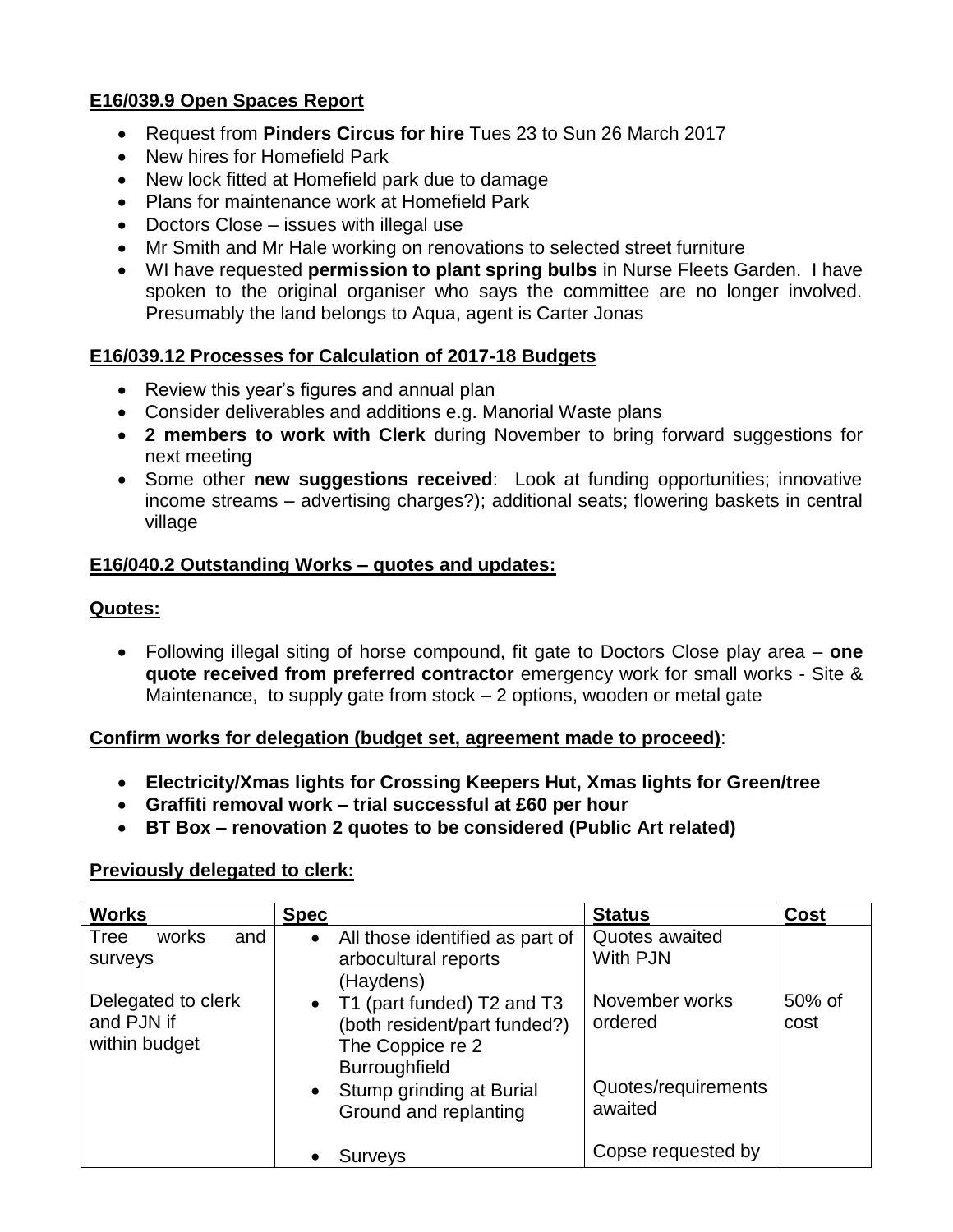**E16/039.9 Open Spaces Report**

- Request from **Pinders Circus for hire** Tues 23 to Sun 26 March 2017
- New hires for Homefield Park
- New lock fitted at Homefield park due to damage
- Plans for maintenance work at Homefield Park
- Doctors Close – issues with illegal use
- Mr Smith and Mr Hale working on renovations to selected street furniture
- WI have requested **permission to plant spring bulbs** in Nurse Fleets Garden. I have spoken to the original organiser who says the committee are no longer involved. Presumably the land belongs to Aqua, agent is Carter Jonas

**E16/039.12 Processes for Calculation of 2017-18 Budgets**

- Review this year's figures and annual plan
- Consider deliverables and additions e.g. Manorial Waste plans
- **2 members to work with Clerk** during November to bring forward suggestions for next meeting
- Some other **new suggestions received**: Look at funding opportunities; innovative income streams – advertising charges?); additional seats; flowering baskets in central village

**E16/040.2 Outstanding Works – quotes and updates:**

**Quotes:**

- Following illegal siting of horse compound, fit gate to Doctors Close play area – **one quote received from preferred contractor** emergency work for small works - Site & Maintenance, to supply gate from stock – 2 options, wooden or metal gate

**Confirm works for delegation (budget set, agreement made to proceed)**:

- **Electricity/Xmas lights for Crossing Keepers Hut, Xmas lights for Green/tree**
- **Graffiti removal work – trial successful at £60 per hour**
- **BT Box – renovation 2 quotes to be considered (Public Art related)**

**Previously delegated to clerk:**

| Works | Spec | Status | Cost |
|---|---|---|---|
| Tree works and surveys<br><br>Delegated to clerk and PJN if within budget | • All those identified as part of arbocultural reports (Haydens)<br>• T1 (part funded) T2 and T3 (both resident/part funded?) The Coppice re 2 Burroughfield<br>• Stump grinding at Burial Ground and replanting<br>• Surveys | Quotes awaited With PJN<br><br>November works ordered<br><br>Quotes/requirements awaited<br><br>Copse requested by | <br><br>50% of cost |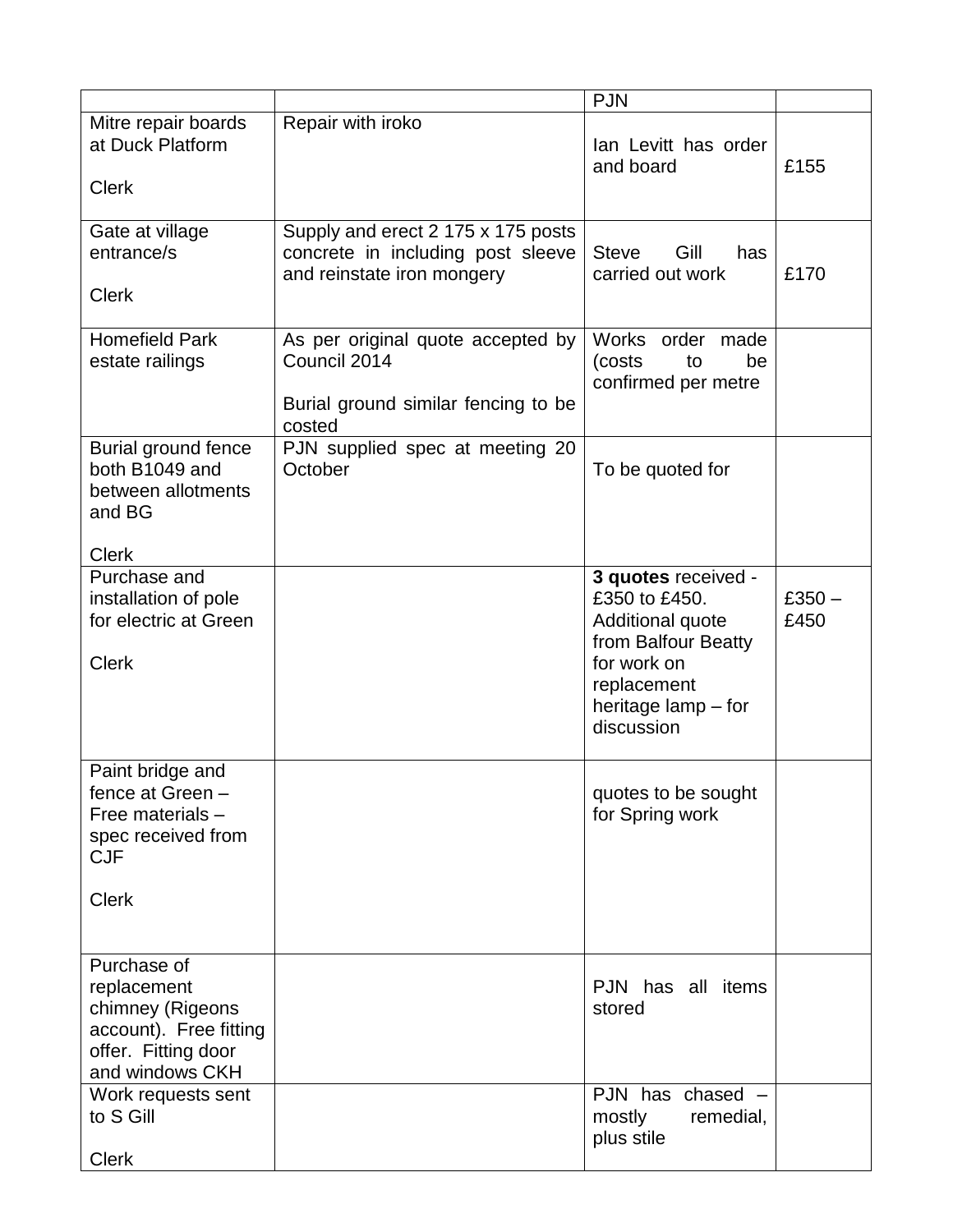| | | PJN | |
|---|---|---|---|
| Mitre repair boards at Duck Platform<br><br>Clerk | Repair with iroko | Ian Levitt has order and board | £155 |
| Gate at village entrance/s<br><br>Clerk | Supply and erect 2 175 x 175 posts concrete in including post sleeve and reinstate iron mongery | Steve Gill has carried out work | £170 |
| Homefield Park estate railings | As per original quote accepted by Council 2014<br><br>Burial ground similar fencing to be costed | Works order made (costs to be confirmed per metre | |
| Burial ground fence both B1049 and between allotments and BG<br><br>Clerk | PJN supplied spec at meeting 20 October | To be quoted for | |
| Purchase and installation of pole for electric at Green<br><br>Clerk | | **3 quotes** received - £350 to £450. Additional quote from Balfour Beatty for work on replacement heritage lamp – for discussion | £350 – £450 |
| Paint bridge and fence at Green – Free materials – spec received from CJF<br><br>Clerk | | quotes to be sought for Spring work | |
| Purchase of replacement chimney (Rigeons account). Free fitting offer. Fitting door and windows CKH | | PJN has all items stored | |
| Work requests sent to S Gill<br><br>Clerk | | PJN has chased – mostly remedial, plus stile | |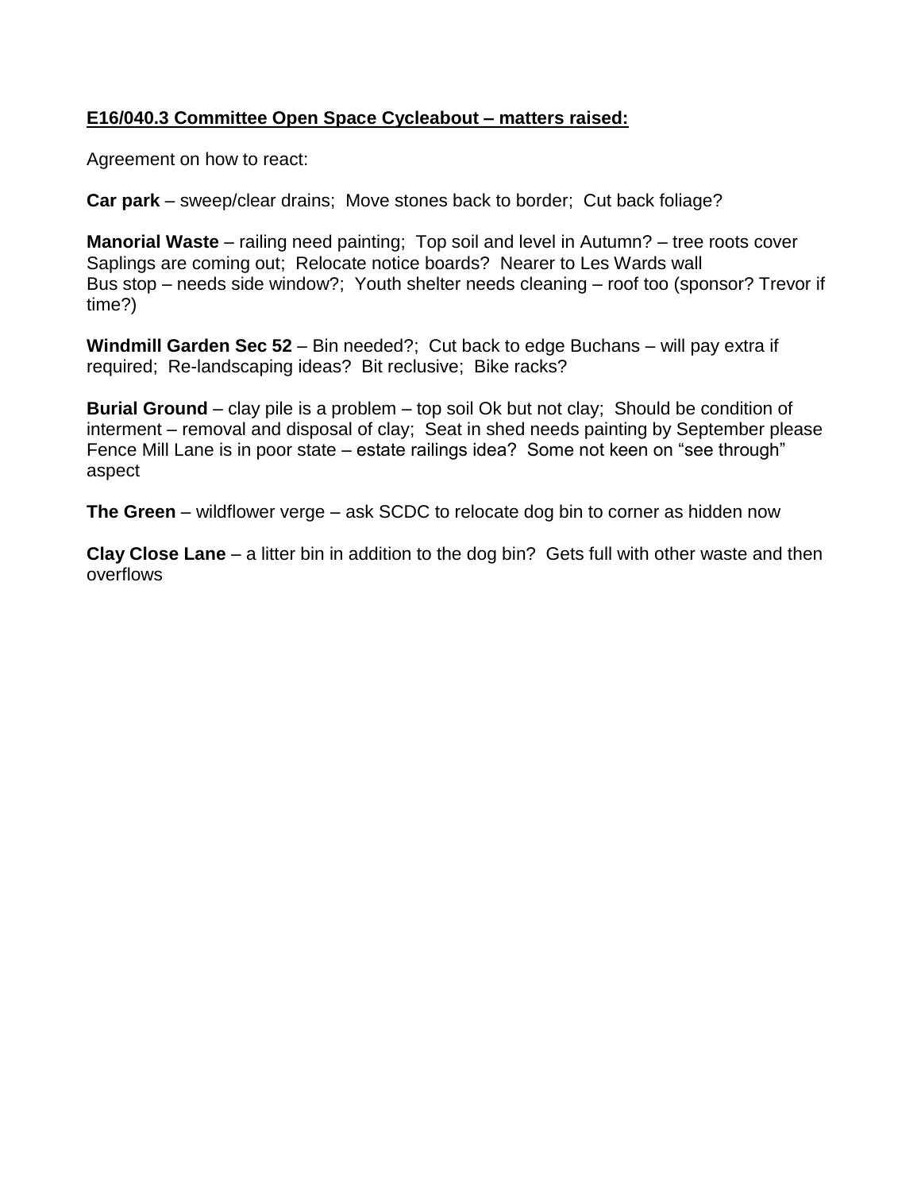**E16/040.3 Committee Open Space Cycleabout – matters raised:**

Agreement on how to react:

**Car park** – sweep/clear drains; Move stones back to border; Cut back foliage?

**Manorial Waste** – railing need painting; Top soil and level in Autumn? – tree roots cover Saplings are coming out; Relocate notice boards? Nearer to Les Wards wall
Bus stop – needs side window?; Youth shelter needs cleaning – roof too (sponsor? Trevor if time?)

**Windmill Garden Sec 52** – Bin needed?; Cut back to edge Buchans – will pay extra if required; Re-landscaping ideas? Bit reclusive; Bike racks?

**Burial Ground** – clay pile is a problem – top soil Ok but not clay; Should be condition of interment – removal and disposal of clay; Seat in shed needs painting by September please
Fence Mill Lane is in poor state – estate railings idea? Some not keen on "see through" aspect

**The Green** – wildflower verge – ask SCDC to relocate dog bin to corner as hidden now

**Clay Close Lane** – a litter bin in addition to the dog bin? Gets full with other waste and then overflows